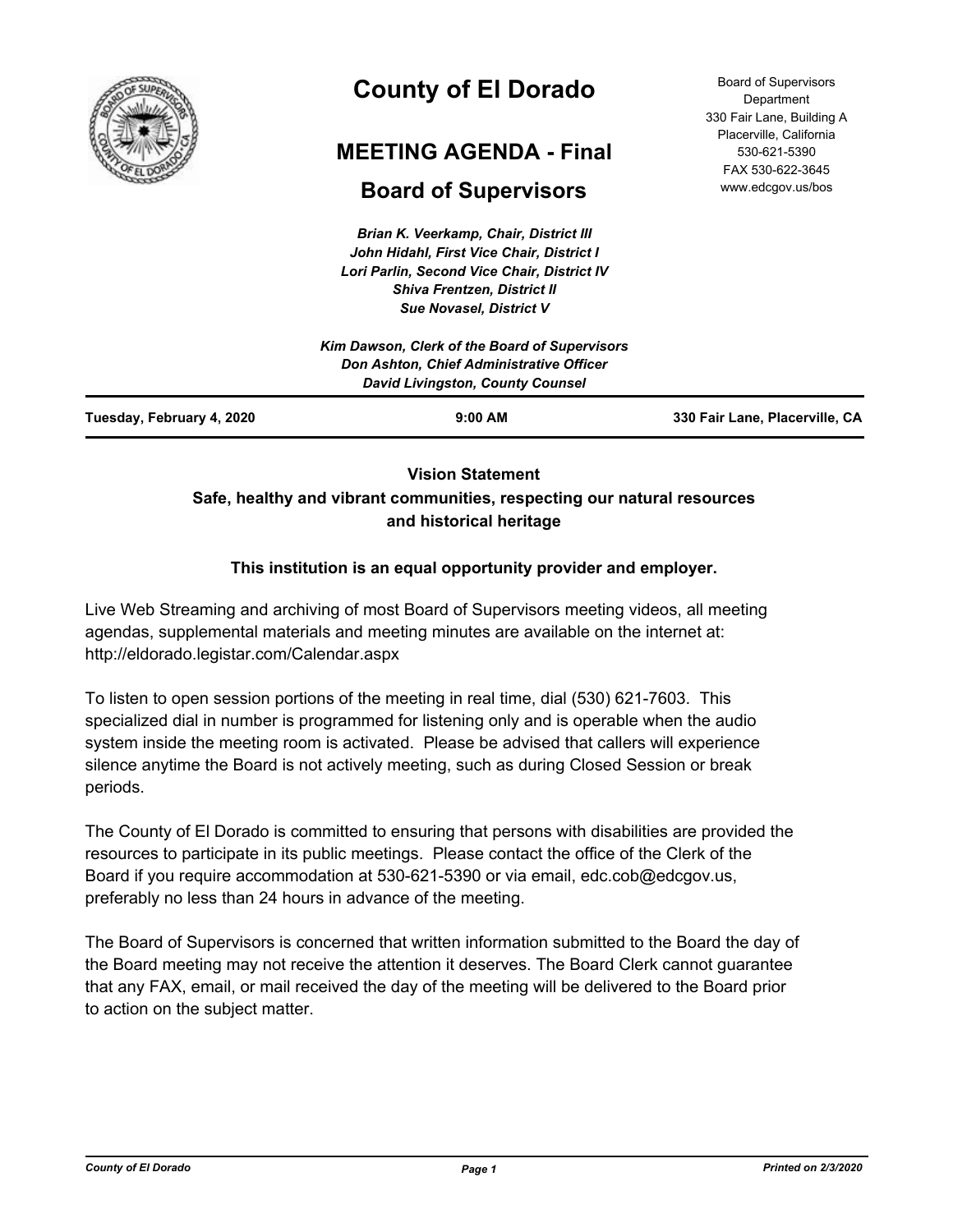# County of El Dorado

## MEETING AGENDA - Final

## Board of Supervisors

Board of Supervisors Department
330 Fair Lane, Building A
Placerville, California
530-621-5390
FAX 530-622-3645
www.edcgov.us/bos

*Brian K. Veerkamp, Chair, District III*
*John Hidahl, First Vice Chair, District I*
*Lori Parlin, Second Vice Chair, District IV*
*Shiva Frentzen, District II*
*Sue Novasel, District V*

*Kim Dawson, Clerk of the Board of Supervisors*
*Don Ashton, Chief Administrative Officer*
*David Livingston, County Counsel*

**Tuesday, February 4, 2020** | **9:00 AM** | **330 Fair Lane, Placerville, CA**

---

**Vision Statement**

**Safe, healthy and vibrant communities, respecting our natural resources and historical heritage**

**This institution is an equal opportunity provider and employer.**

Live Web Streaming and archiving of most Board of Supervisors meeting videos, all meeting agendas, supplemental materials and meeting minutes are available on the internet at: http://eldorado.legistar.com/Calendar.aspx

To listen to open session portions of the meeting in real time, dial (530) 621-7603. This specialized dial in number is programmed for listening only and is operable when the audio system inside the meeting room is activated. Please be advised that callers will experience silence anytime the Board is not actively meeting, such as during Closed Session or break periods.

The County of El Dorado is committed to ensuring that persons with disabilities are provided the resources to participate in its public meetings. Please contact the office of the Clerk of the Board if you require accommodation at 530-621-5390 or via email, edc.cob@edcgov.us, preferably no less than 24 hours in advance of the meeting.

The Board of Supervisors is concerned that written information submitted to the Board the day of the Board meeting may not receive the attention it deserves. The Board Clerk cannot guarantee that any FAX, email, or mail received the day of the meeting will be delivered to the Board prior to action on the subject matter.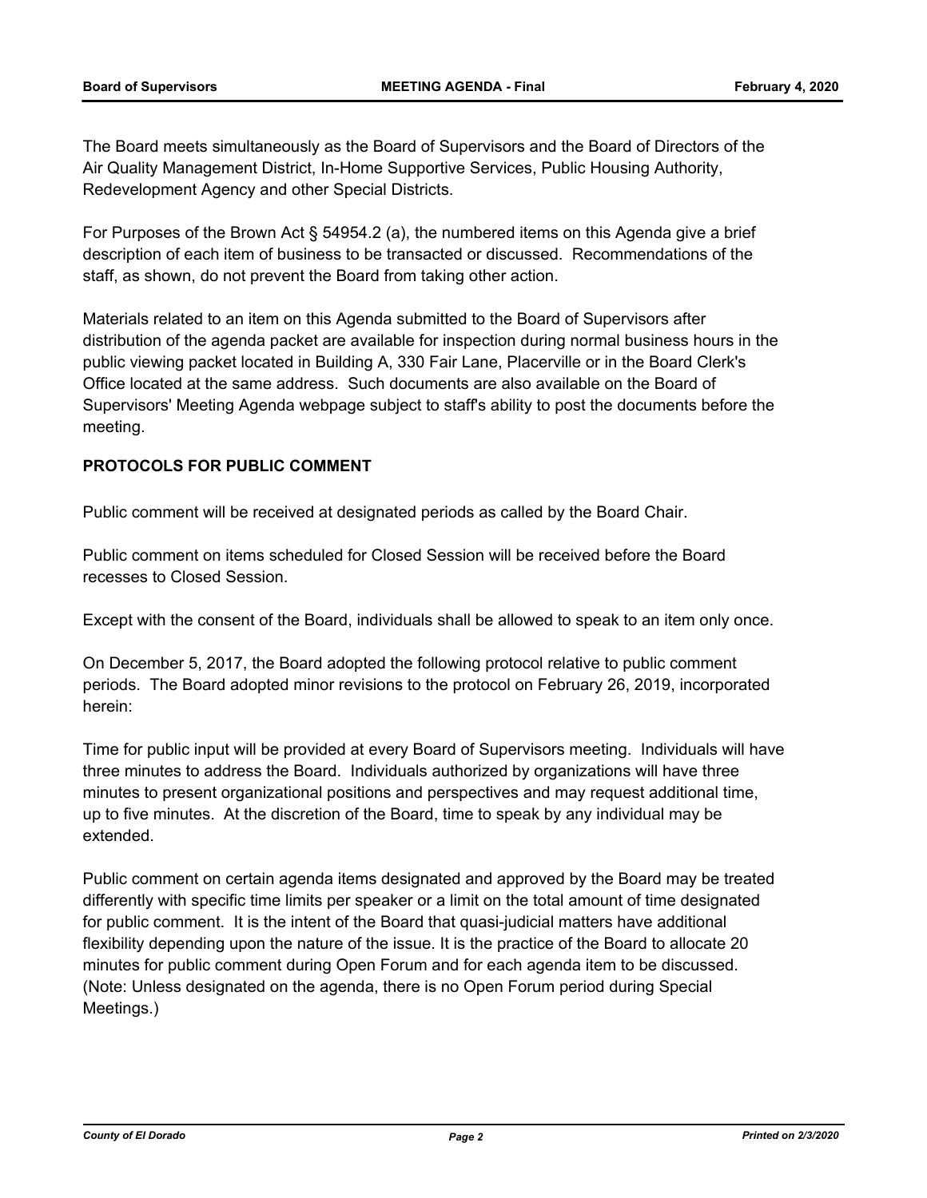The Board meets simultaneously as the Board of Supervisors and the Board of Directors of the Air Quality Management District, In-Home Supportive Services, Public Housing Authority, Redevelopment Agency and other Special Districts.

For Purposes of the Brown Act § 54954.2 (a), the numbered items on this Agenda give a brief description of each item of business to be transacted or discussed. Recommendations of the staff, as shown, do not prevent the Board from taking other action.

Materials related to an item on this Agenda submitted to the Board of Supervisors after distribution of the agenda packet are available for inspection during normal business hours in the public viewing packet located in Building A, 330 Fair Lane, Placerville or in the Board Clerk's Office located at the same address. Such documents are also available on the Board of Supervisors' Meeting Agenda webpage subject to staff's ability to post the documents before the meeting.

**PROTOCOLS FOR PUBLIC COMMENT**

Public comment will be received at designated periods as called by the Board Chair.

Public comment on items scheduled for Closed Session will be received before the Board recesses to Closed Session.

Except with the consent of the Board, individuals shall be allowed to speak to an item only once.

On December 5, 2017, the Board adopted the following protocol relative to public comment periods. The Board adopted minor revisions to the protocol on February 26, 2019, incorporated herein:

Time for public input will be provided at every Board of Supervisors meeting. Individuals will have three minutes to address the Board. Individuals authorized by organizations will have three minutes to present organizational positions and perspectives and may request additional time, up to five minutes. At the discretion of the Board, time to speak by any individual may be extended.

Public comment on certain agenda items designated and approved by the Board may be treated differently with specific time limits per speaker or a limit on the total amount of time designated for public comment. It is the intent of the Board that quasi-judicial matters have additional flexibility depending upon the nature of the issue. It is the practice of the Board to allocate 20 minutes for public comment during Open Forum and for each agenda item to be discussed. (Note: Unless designated on the agenda, there is no Open Forum period during Special Meetings.)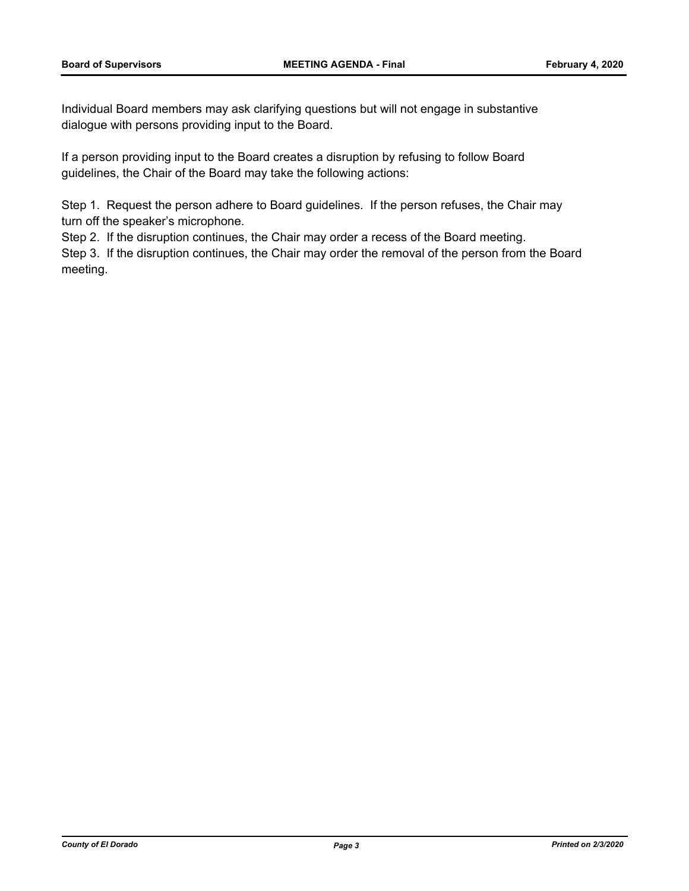Individual Board members may ask clarifying questions but will not engage in substantive dialogue with persons providing input to the Board.

If a person providing input to the Board creates a disruption by refusing to follow Board guidelines, the Chair of the Board may take the following actions:

Step 1. Request the person adhere to Board guidelines. If the person refuses, the Chair may turn off the speaker's microphone.
Step 2. If the disruption continues, the Chair may order a recess of the Board meeting.
Step 3. If the disruption continues, the Chair may order the removal of the person from the Board meeting.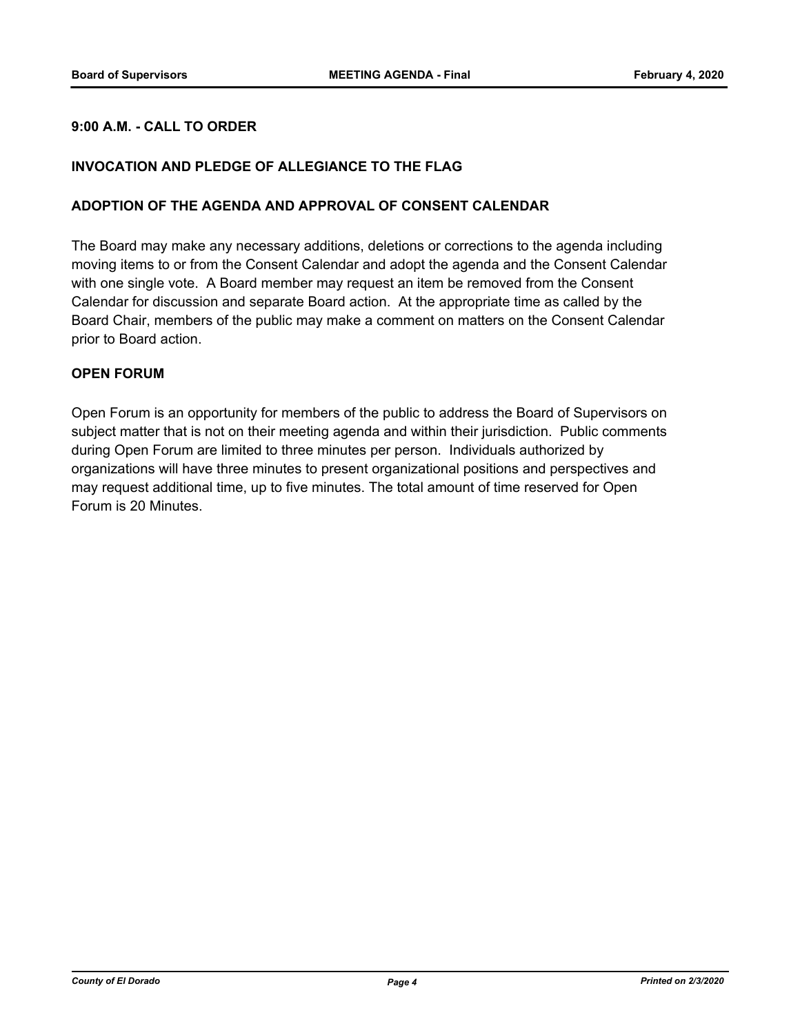## 9:00 A.M. - CALL TO ORDER

## INVOCATION AND PLEDGE OF ALLEGIANCE TO THE FLAG

## ADOPTION OF THE AGENDA AND APPROVAL OF CONSENT CALENDAR

The Board may make any necessary additions, deletions or corrections to the agenda including moving items to or from the Consent Calendar and adopt the agenda and the Consent Calendar with one single vote. A Board member may request an item be removed from the Consent Calendar for discussion and separate Board action. At the appropriate time as called by the Board Chair, members of the public may make a comment on matters on the Consent Calendar prior to Board action.

## OPEN FORUM

Open Forum is an opportunity for members of the public to address the Board of Supervisors on subject matter that is not on their meeting agenda and within their jurisdiction. Public comments during Open Forum are limited to three minutes per person. Individuals authorized by organizations will have three minutes to present organizational positions and perspectives and may request additional time, up to five minutes. The total amount of time reserved for Open Forum is 20 Minutes.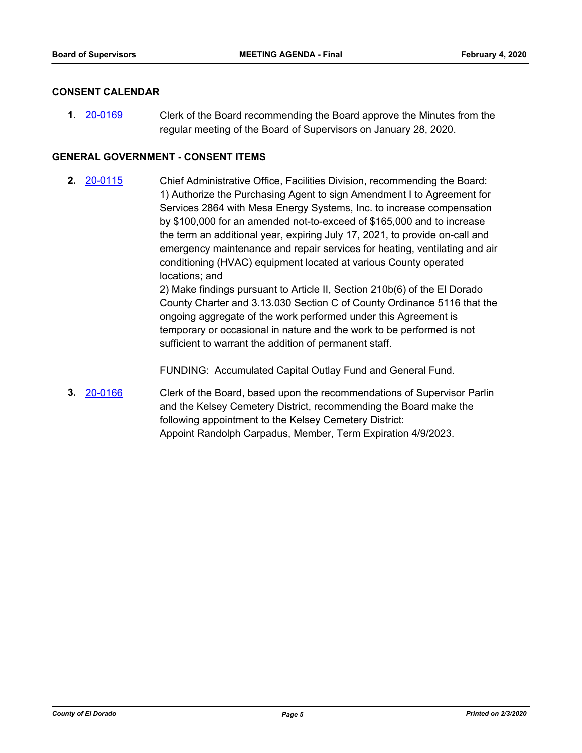## CONSENT CALENDAR

**1.** 20-0169 Clerk of the Board recommending the Board approve the Minutes from the regular meeting of the Board of Supervisors on January 28, 2020.

## GENERAL GOVERNMENT - CONSENT ITEMS

**2.** 20-0115 Chief Administrative Office, Facilities Division, recommending the Board:
1) Authorize the Purchasing Agent to sign Amendment I to Agreement for Services 2864 with Mesa Energy Systems, Inc. to increase compensation by $100,000 for an amended not-to-exceed of $165,000 and to increase the term an additional year, expiring July 17, 2021, to provide on-call and emergency maintenance and repair services for heating, ventilating and air conditioning (HVAC) equipment located at various County operated locations; and
2) Make findings pursuant to Article II, Section 210b(6) of the El Dorado County Charter and 3.13.030 Section C of County Ordinance 5116 that the ongoing aggregate of the work performed under this Agreement is temporary or occasional in nature and the work to be performed is not sufficient to warrant the addition of permanent staff.

FUNDING: Accumulated Capital Outlay Fund and General Fund.

**3.** 20-0166 Clerk of the Board, based upon the recommendations of Supervisor Parlin and the Kelsey Cemetery District, recommending the Board make the following appointment to the Kelsey Cemetery District:
Appoint Randolph Carpadus, Member, Term Expiration 4/9/2023.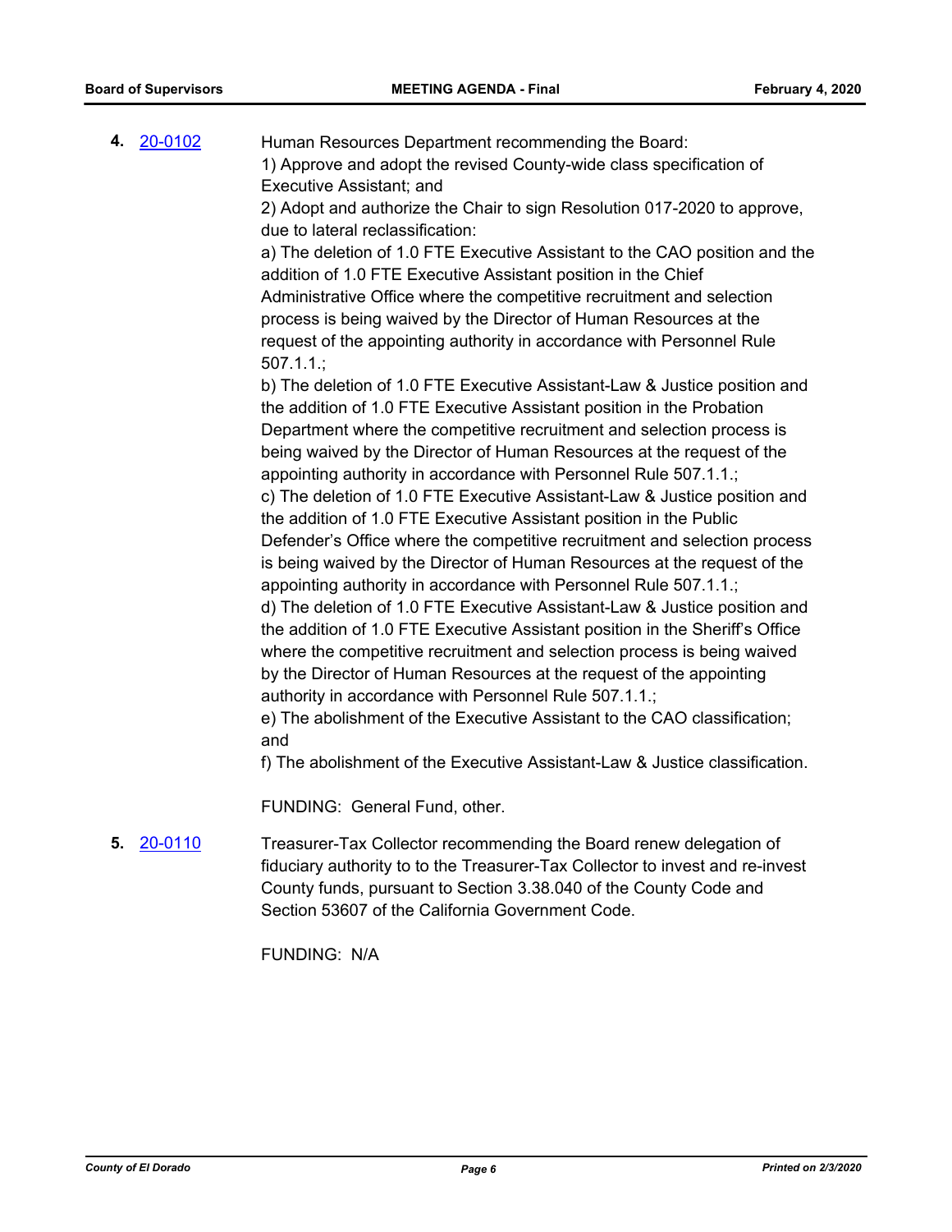**4.** 20-0102 Human Resources Department recommending the Board:

1) Approve and adopt the revised County-wide class specification of Executive Assistant; and

2) Adopt and authorize the Chair to sign Resolution 017-2020 to approve, due to lateral reclassification:

a) The deletion of 1.0 FTE Executive Assistant to the CAO position and the addition of 1.0 FTE Executive Assistant position in the Chief Administrative Office where the competitive recruitment and selection process is being waived by the Director of Human Resources at the request of the appointing authority in accordance with Personnel Rule 507.1.1.;

b) The deletion of 1.0 FTE Executive Assistant-Law & Justice position and the addition of 1.0 FTE Executive Assistant position in the Probation Department where the competitive recruitment and selection process is being waived by the Director of Human Resources at the request of the appointing authority in accordance with Personnel Rule 507.1.1.;

c) The deletion of 1.0 FTE Executive Assistant-Law & Justice position and the addition of 1.0 FTE Executive Assistant position in the Public Defender's Office where the competitive recruitment and selection process is being waived by the Director of Human Resources at the request of the appointing authority in accordance with Personnel Rule 507.1.1.;

d) The deletion of 1.0 FTE Executive Assistant-Law & Justice position and the addition of 1.0 FTE Executive Assistant position in the Sheriff's Office where the competitive recruitment and selection process is being waived by the Director of Human Resources at the request of the appointing authority in accordance with Personnel Rule 507.1.1.;

e) The abolishment of the Executive Assistant to the CAO classification; and

f) The abolishment of the Executive Assistant-Law & Justice classification.

FUNDING: General Fund, other.

**5.** 20-0110 Treasurer-Tax Collector recommending the Board renew delegation of fiduciary authority to to the Treasurer-Tax Collector to invest and re-invest County funds, pursuant to Section 3.38.040 of the County Code and Section 53607 of the California Government Code.

FUNDING: N/A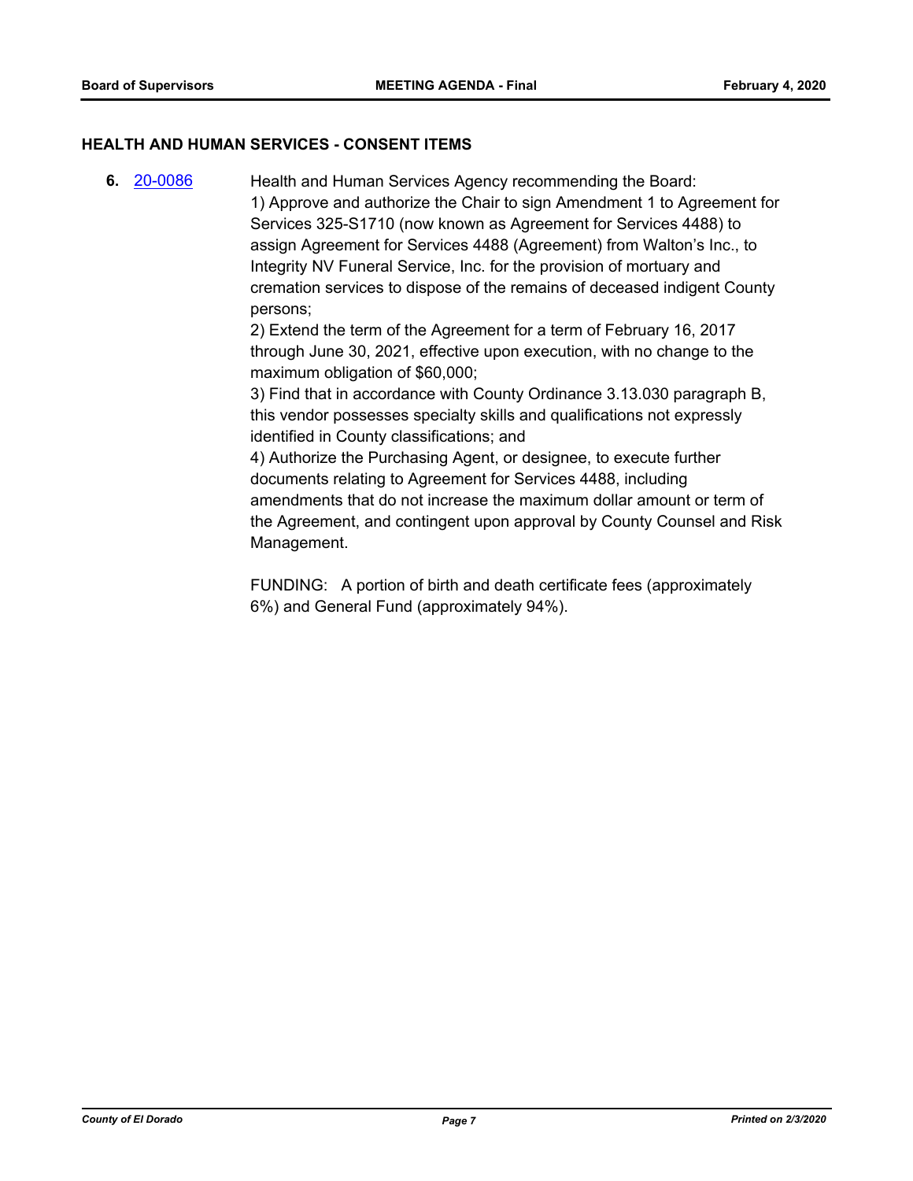## HEALTH AND HUMAN SERVICES - CONSENT ITEMS

**6.** 20-0086 Health and Human Services Agency recommending the Board:

1) Approve and authorize the Chair to sign Amendment 1 to Agreement for Services 325-S1710 (now known as Agreement for Services 4488) to assign Agreement for Services 4488 (Agreement) from Walton's Inc., to Integrity NV Funeral Service, Inc. for the provision of mortuary and cremation services to dispose of the remains of deceased indigent County persons;

2) Extend the term of the Agreement for a term of February 16, 2017 through June 30, 2021, effective upon execution, with no change to the maximum obligation of $60,000;

3) Find that in accordance with County Ordinance 3.13.030 paragraph B, this vendor possesses specialty skills and qualifications not expressly identified in County classifications; and

4) Authorize the Purchasing Agent, or designee, to execute further documents relating to Agreement for Services 4488, including amendments that do not increase the maximum dollar amount or term of the Agreement, and contingent upon approval by County Counsel and Risk Management.

FUNDING: A portion of birth and death certificate fees (approximately 6%) and General Fund (approximately 94%).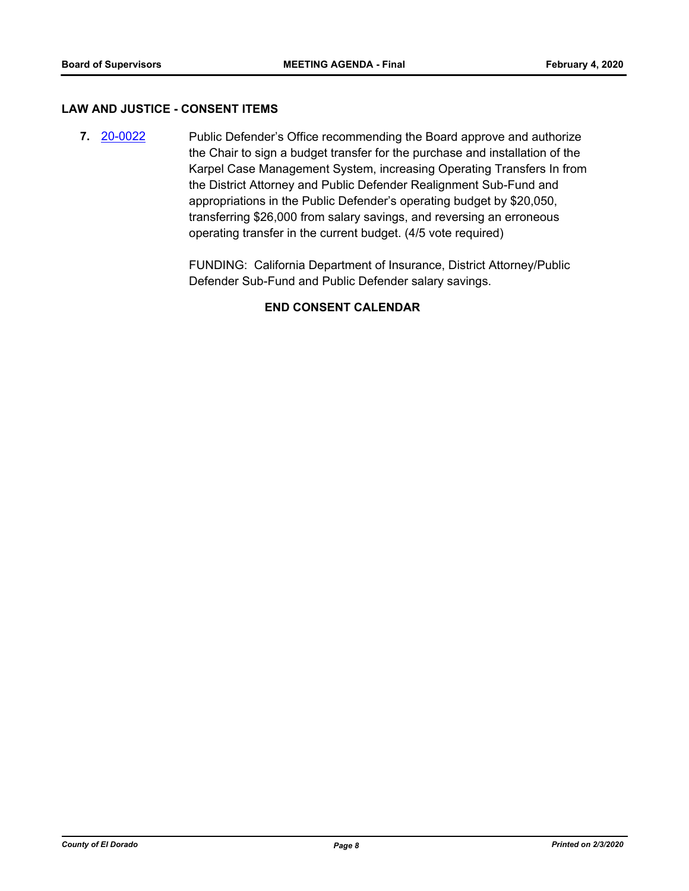## LAW AND JUSTICE - CONSENT ITEMS

**7.** 20-0022 Public Defender's Office recommending the Board approve and authorize the Chair to sign a budget transfer for the purchase and installation of the Karpel Case Management System, increasing Operating Transfers In from the District Attorney and Public Defender Realignment Sub-Fund and appropriations in the Public Defender's operating budget by $20,050, transferring $26,000 from salary savings, and reversing an erroneous operating transfer in the current budget. (4/5 vote required)

FUNDING: California Department of Insurance, District Attorney/Public Defender Sub-Fund and Public Defender salary savings.

**END CONSENT CALENDAR**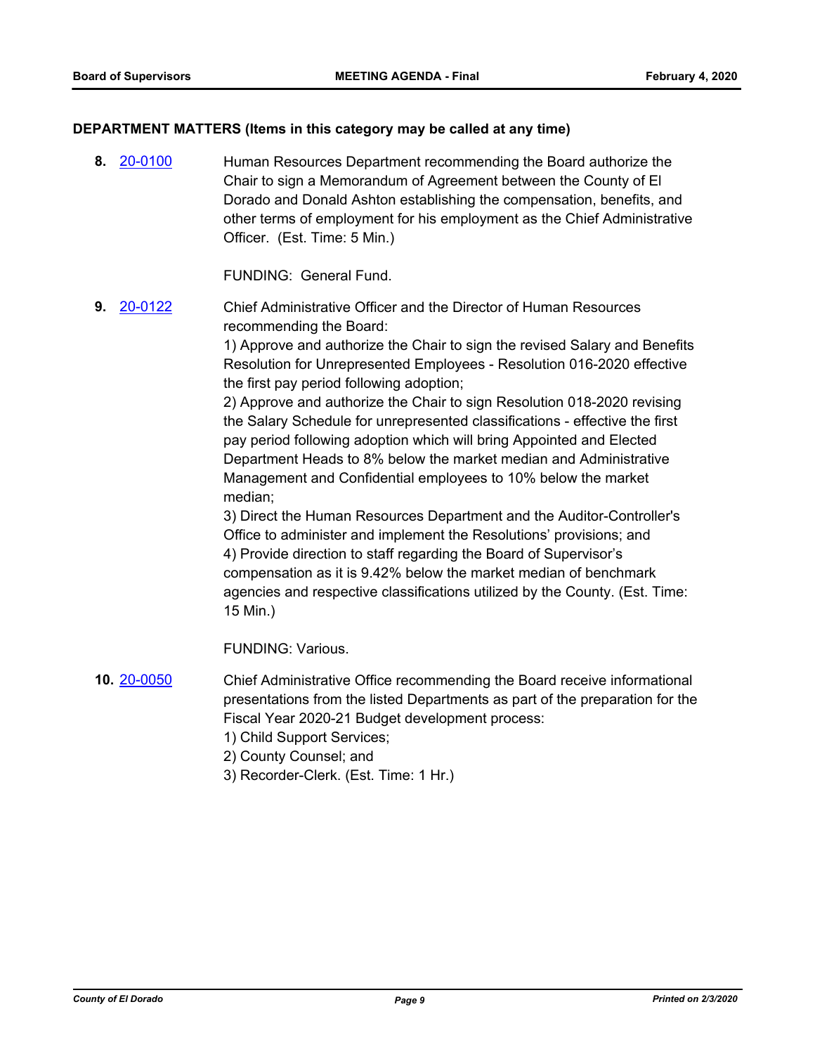## DEPARTMENT MATTERS (Items in this category may be called at any time)

**8.** [20-0100](20-0100) Human Resources Department recommending the Board authorize the Chair to sign a Memorandum of Agreement between the County of El Dorado and Donald Ashton establishing the compensation, benefits, and other terms of employment for his employment as the Chief Administrative Officer. (Est. Time: 5 Min.)

FUNDING: General Fund.

**9.** [20-0122](20-0122) Chief Administrative Officer and the Director of Human Resources recommending the Board:

1) Approve and authorize the Chair to sign the revised Salary and Benefits Resolution for Unrepresented Employees - Resolution 016-2020 effective the first pay period following adoption;

2) Approve and authorize the Chair to sign Resolution 018-2020 revising the Salary Schedule for unrepresented classifications - effective the first pay period following adoption which will bring Appointed and Elected Department Heads to 8% below the market median and Administrative Management and Confidential employees to 10% below the market median;

3) Direct the Human Resources Department and the Auditor-Controller's Office to administer and implement the Resolutions' provisions; and

4) Provide direction to staff regarding the Board of Supervisor's compensation as it is 9.42% below the market median of benchmark agencies and respective classifications utilized by the County. (Est. Time: 15 Min.)

FUNDING: Various.

**10.** [20-0050](20-0050) Chief Administrative Office recommending the Board receive informational presentations from the listed Departments as part of the preparation for the Fiscal Year 2020-21 Budget development process:

1) Child Support Services;
2) County Counsel; and
3) Recorder-Clerk. (Est. Time: 1 Hr.)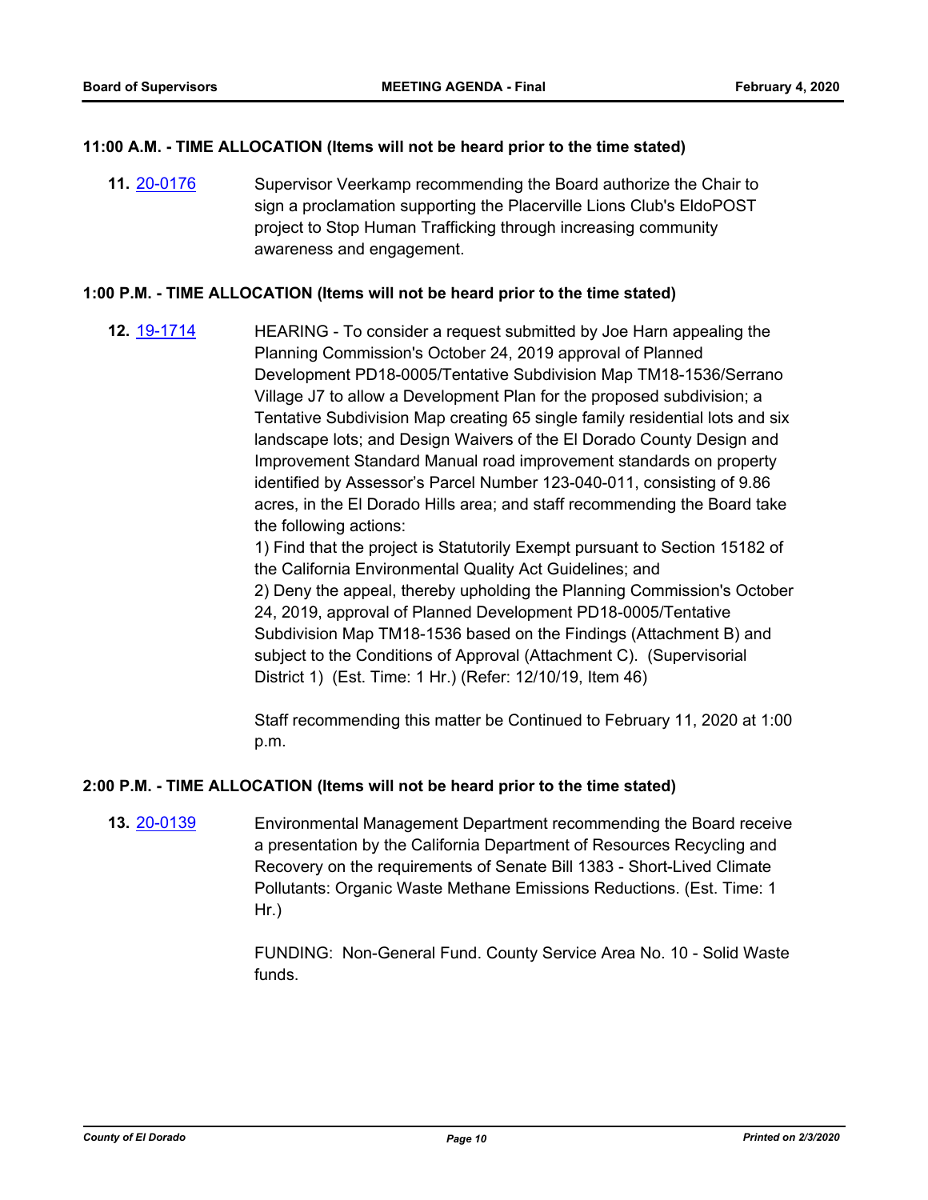### 11:00 A.M. - TIME ALLOCATION (Items will not be heard prior to the time stated)

**11.** 20-0176 Supervisor Veerkamp recommending the Board authorize the Chair to sign a proclamation supporting the Placerville Lions Club's EldoPOST project to Stop Human Trafficking through increasing community awareness and engagement.

### 1:00 P.M. - TIME ALLOCATION (Items will not be heard prior to the time stated)

**12.** 19-1714 HEARING - To consider a request submitted by Joe Harn appealing the Planning Commission's October 24, 2019 approval of Planned Development PD18-0005/Tentative Subdivision Map TM18-1536/Serrano Village J7 to allow a Development Plan for the proposed subdivision; a Tentative Subdivision Map creating 65 single family residential lots and six landscape lots; and Design Waivers of the El Dorado County Design and Improvement Standard Manual road improvement standards on property identified by Assessor's Parcel Number 123-040-011, consisting of 9.86 acres, in the El Dorado Hills area; and staff recommending the Board take the following actions:

1) Find that the project is Statutorily Exempt pursuant to Section 15182 of the California Environmental Quality Act Guidelines; and

2) Deny the appeal, thereby upholding the Planning Commission's October 24, 2019, approval of Planned Development PD18-0005/Tentative Subdivision Map TM18-1536 based on the Findings (Attachment B) and subject to the Conditions of Approval (Attachment C). (Supervisorial District 1) (Est. Time: 1 Hr.) (Refer: 12/10/19, Item 46)

Staff recommending this matter be Continued to February 11, 2020 at 1:00 p.m.

### 2:00 P.M. - TIME ALLOCATION (Items will not be heard prior to the time stated)

**13.** 20-0139 Environmental Management Department recommending the Board receive a presentation by the California Department of Resources Recycling and Recovery on the requirements of Senate Bill 1383 - Short-Lived Climate Pollutants: Organic Waste Methane Emissions Reductions. (Est. Time: 1 Hr.)

FUNDING: Non-General Fund. County Service Area No. 10 - Solid Waste funds.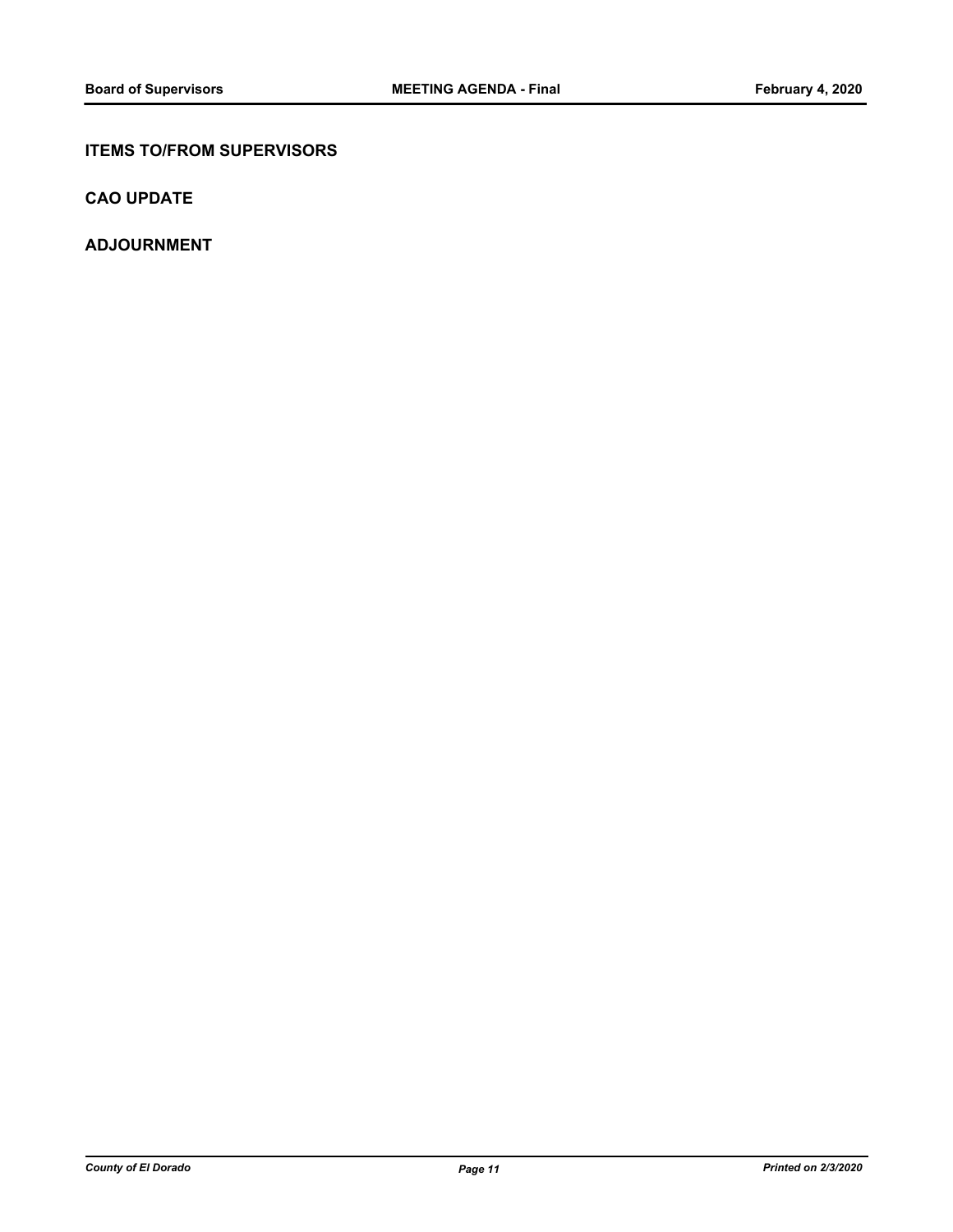## ITEMS TO/FROM SUPERVISORS

## CAO UPDATE

## ADJOURNMENT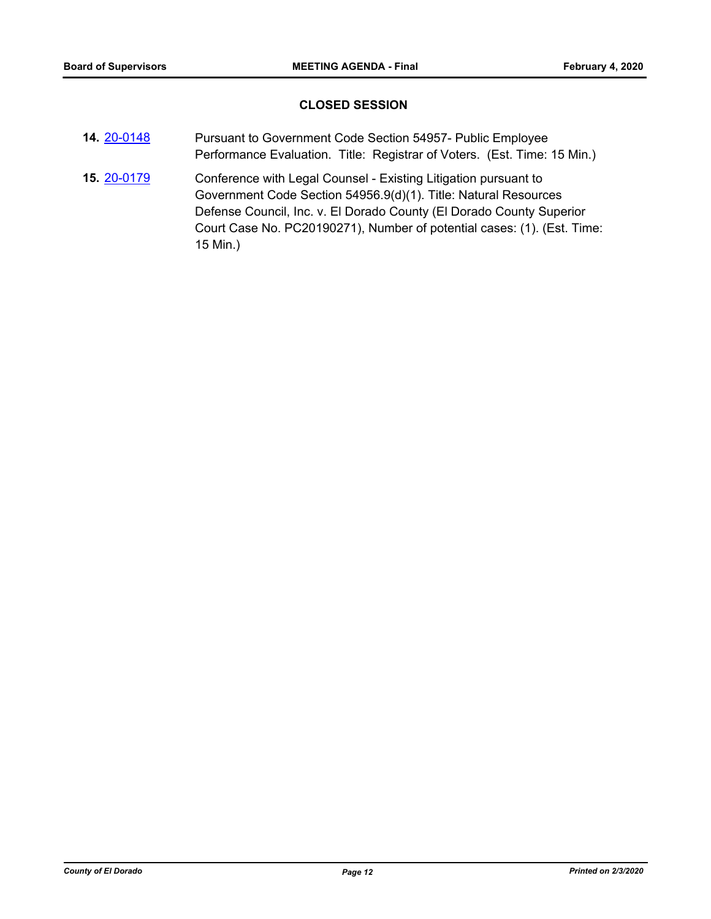## CLOSED SESSION

**14.** [20-0148] Pursuant to Government Code Section 54957- Public Employee Performance Evaluation. Title: Registrar of Voters. (Est. Time: 15 Min.)

**15.** [20-0179] Conference with Legal Counsel - Existing Litigation pursuant to Government Code Section 54956.9(d)(1). Title: Natural Resources Defense Council, Inc. v. El Dorado County (El Dorado County Superior Court Case No. PC20190271), Number of potential cases: (1). (Est. Time: 15 Min.)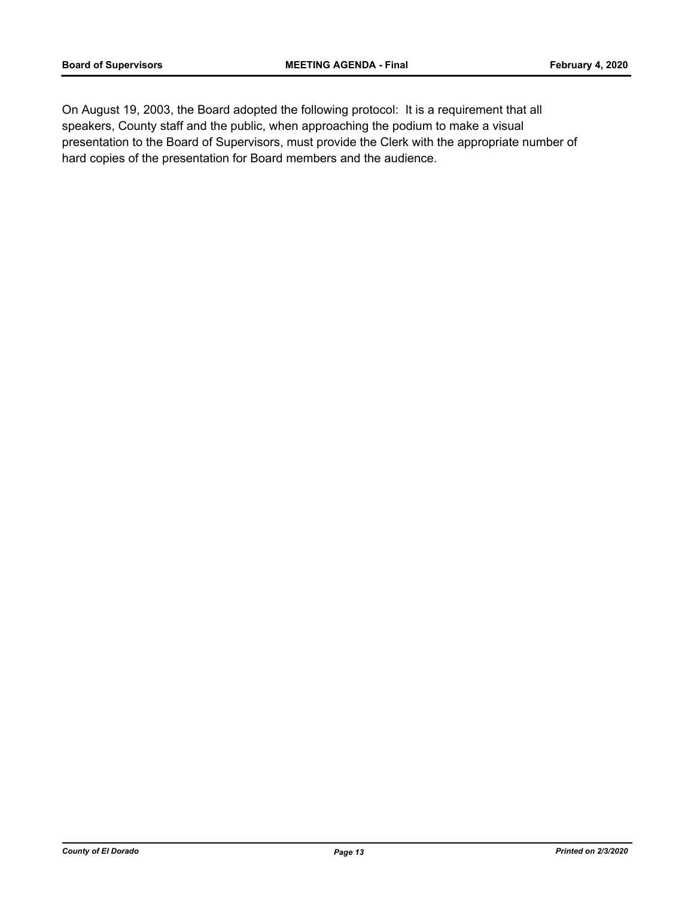On August 19, 2003, the Board adopted the following protocol: It is a requirement that all speakers, County staff and the public, when approaching the podium to make a visual presentation to the Board of Supervisors, must provide the Clerk with the appropriate number of hard copies of the presentation for Board members and the audience.